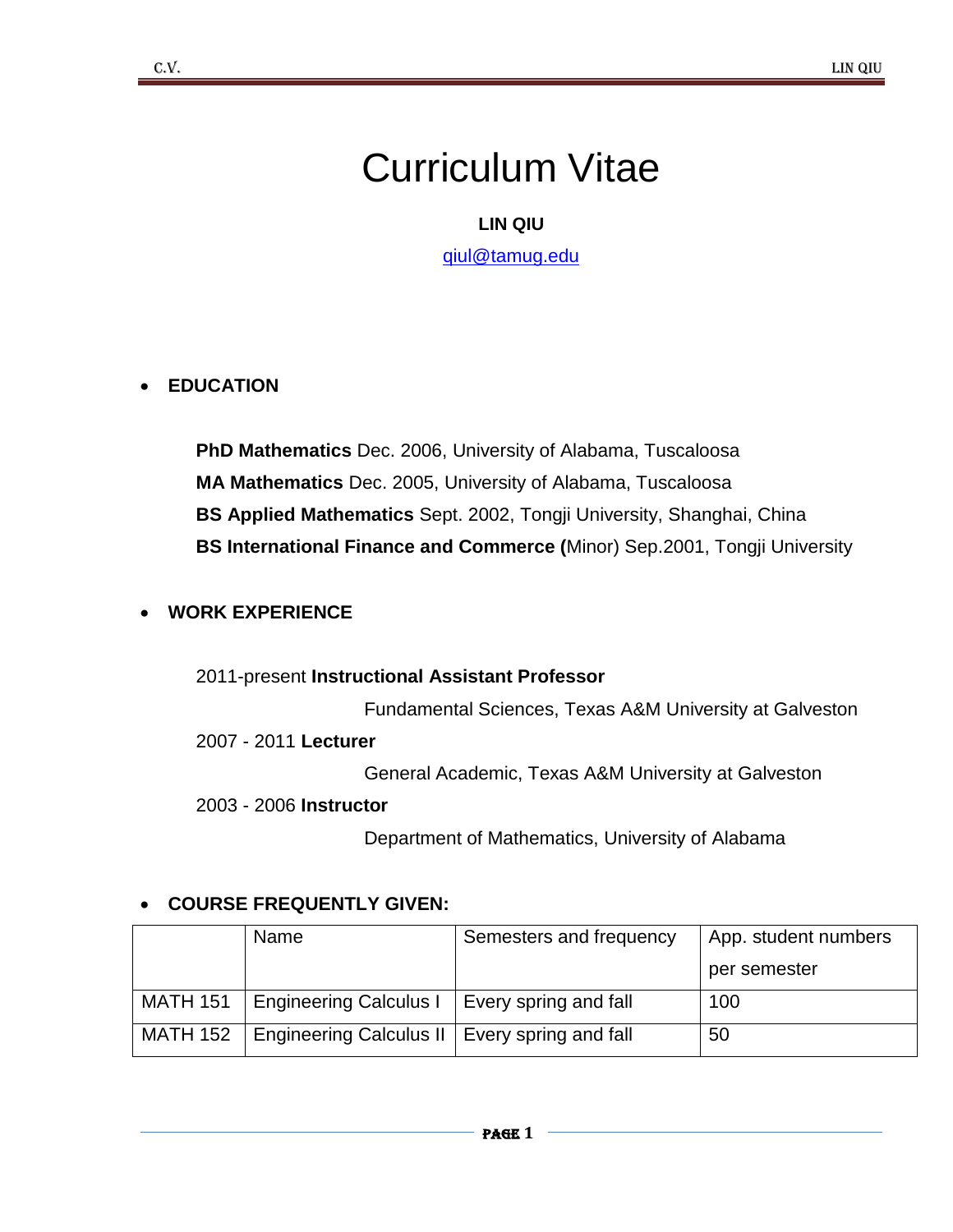# Curriculum Vitae

**LIN QIU**

qiul@tamug.edu

- **EDUCATION**

**PhD Mathematics** Dec. 2006, University of Alabama, Tuscaloosa
**MA Mathematics** Dec. 2005, University of Alabama, Tuscaloosa
**BS Applied Mathematics** Sept. 2002, Tongji University, Shanghai, China
**BS International Finance and Commerce (**Minor) Sep.2001, Tongji University

- **WORK EXPERIENCE**

2011-present **Instructional Assistant Professor**
Fundamental Sciences, Texas A&M University at Galveston

2007 - 2011 **Lecturer**
General Academic, Texas A&M University at Galveston

2003 - 2006 **Instructor**
Department of Mathematics, University of Alabama

- **COURSE FREQUENTLY GIVEN:**

| | Name | Semesters and frequency | App. student numbers per semester |
|---|---|---|---|
| MATH 151 | Engineering Calculus I | Every spring and fall | 100 |
| MATH 152 | Engineering Calculus II | Every spring and fall | 50 |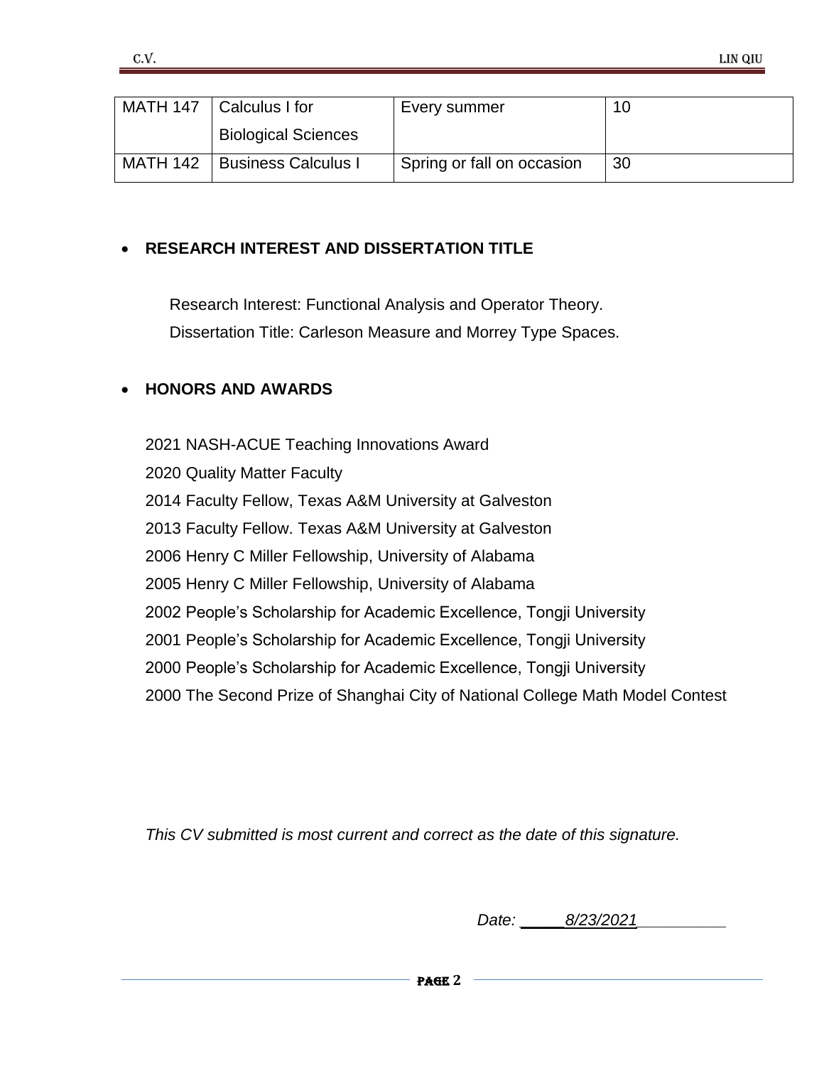| | | | |
|---|---|---|---|
| MATH 147 | Calculus I for Biological Sciences | Every summer | 10 |
| MATH 142 | Business Calculus I | Spring or fall on occasion | 30 |

- **RESEARCH INTEREST AND DISSERTATION TITLE**

  Research Interest: Functional Analysis and Operator Theory.
  Dissertation Title: Carleson Measure and Morrey Type Spaces.

- **HONORS AND AWARDS**

  2021 NASH-ACUE Teaching Innovations Award
  2020 Quality Matter Faculty
  2014 Faculty Fellow, Texas A&M University at Galveston
  2013 Faculty Fellow. Texas A&M University at Galveston
  2006 Henry C Miller Fellowship, University of Alabama
  2005 Henry C Miller Fellowship, University of Alabama
  2002 People's Scholarship for Academic Excellence, Tongji University
  2001 People's Scholarship for Academic Excellence, Tongji University
  2000 People's Scholarship for Academic Excellence, Tongji University
  2000 The Second Prize of Shanghai City of National College Math Model Contest

*This CV submitted is most current and correct as the date of this signature.*

*Date: \_\_\_\_\_8/23/2021\_\_\_\_\_\_\_\_\_\_*